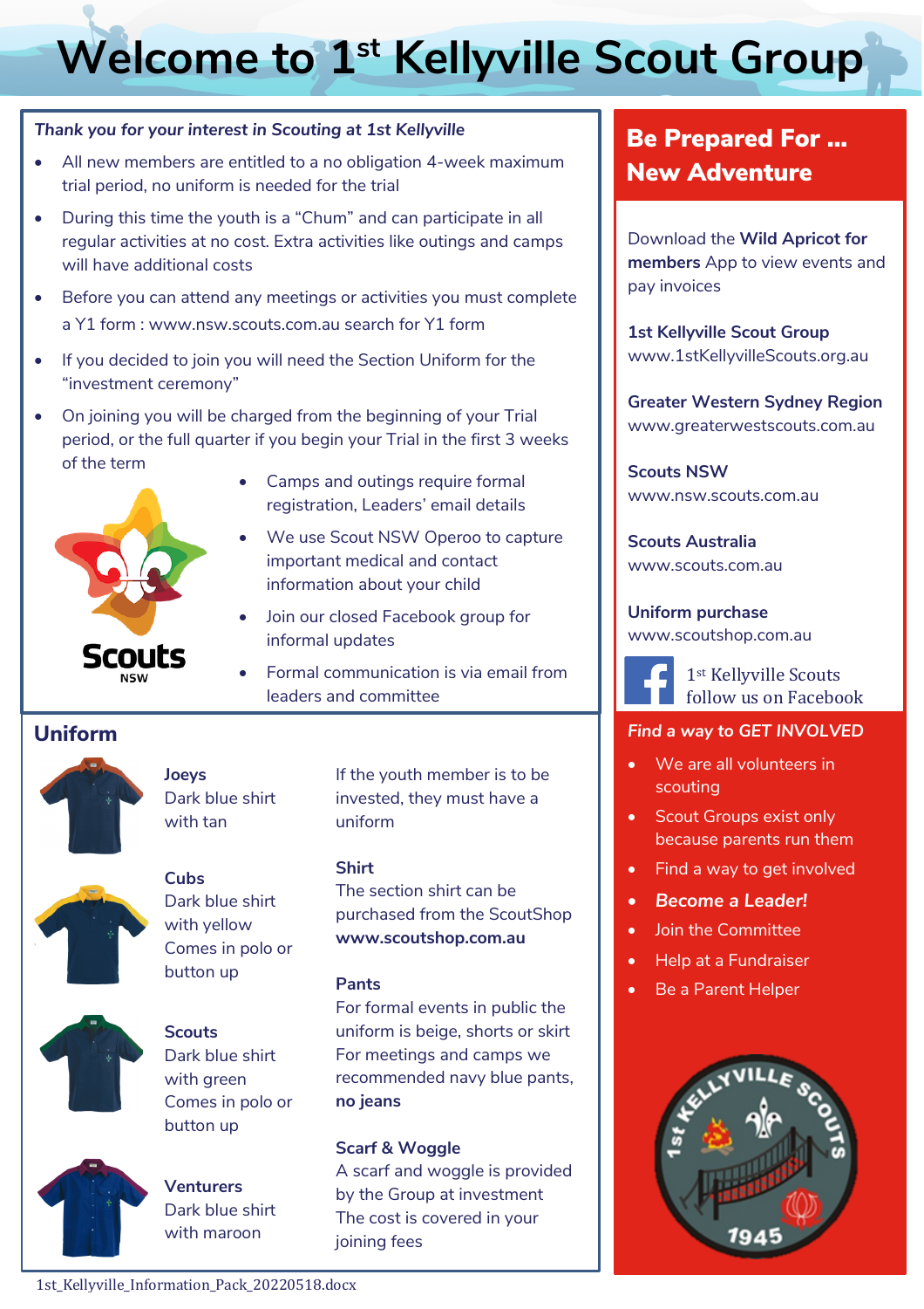# Welcome to 1st Kellyville Scout Group

*Thank you for your interest in Scouting at 1st Kellyville*

- All new members are entitled to a no obligation 4-week maximum trial period, no uniform is needed for the trial
- During this time the youth is a "Chum" and can participate in all regular activities at no cost. Extra activities like outings and camps will have additional costs
- Before you can attend any meetings or activities you must complete a Y1 form : www.nsw.scouts.com.au search for Y1 form
- If you decided to join you will need the Section Uniform for the "investment ceremony"
- On joining you will be charged from the beginning of your Trial period, or the full quarter if you begin your Trial in the first 3 weeks of the term
- Camps and outings require formal registration, Leaders' email details
- We use Scout NSW Operoo to capture important medical and contact information about your child
- Join our closed Facebook group for informal updates
- Formal communication is via email from leaders and committee

## Uniform

**Joeys**
Dark blue shirt with tan

**Cubs**
Dark blue shirt with yellow
Comes in polo or button up

**Scouts**
Dark blue shirt with green
Comes in polo or button up

**Venturers**
Dark blue shirt with maroon

If the youth member is to be invested, they must have a uniform

**Shirt**
The section shirt can be purchased from the ScoutShop **www.scoutshop.com.au**

**Pants**
For formal events in public the uniform is beige, shorts or skirt
For meetings and camps we recommended navy blue pants, **no jeans**

**Scarf & Woggle**
A scarf and woggle is provided by the Group at investment
The cost is covered in your joining fees

## Be Prepared For … New Adventure

Download the **Wild Apricot for members** App to view events and pay invoices

**1st Kellyville Scout Group**
www.1stKellyvilleScouts.org.au

**Greater Western Sydney Region**
www.greaterwestscouts.com.au

**Scouts NSW**
www.nsw.scouts.com.au

**Scouts Australia**
www.scouts.com.au

**Uniform purchase**
www.scoutshop.com.au

1st Kellyville Scouts
follow us on Facebook

*Find a way to GET INVOLVED*

- We are all volunteers in scouting
- Scout Groups exist only because parents run them
- Find a way to get involved
- ***Become a Leader!***
- Join the Committee
- Help at a Fundraiser
- Be a Parent Helper

1st_Kellyville_Information_Pack_20220518.docx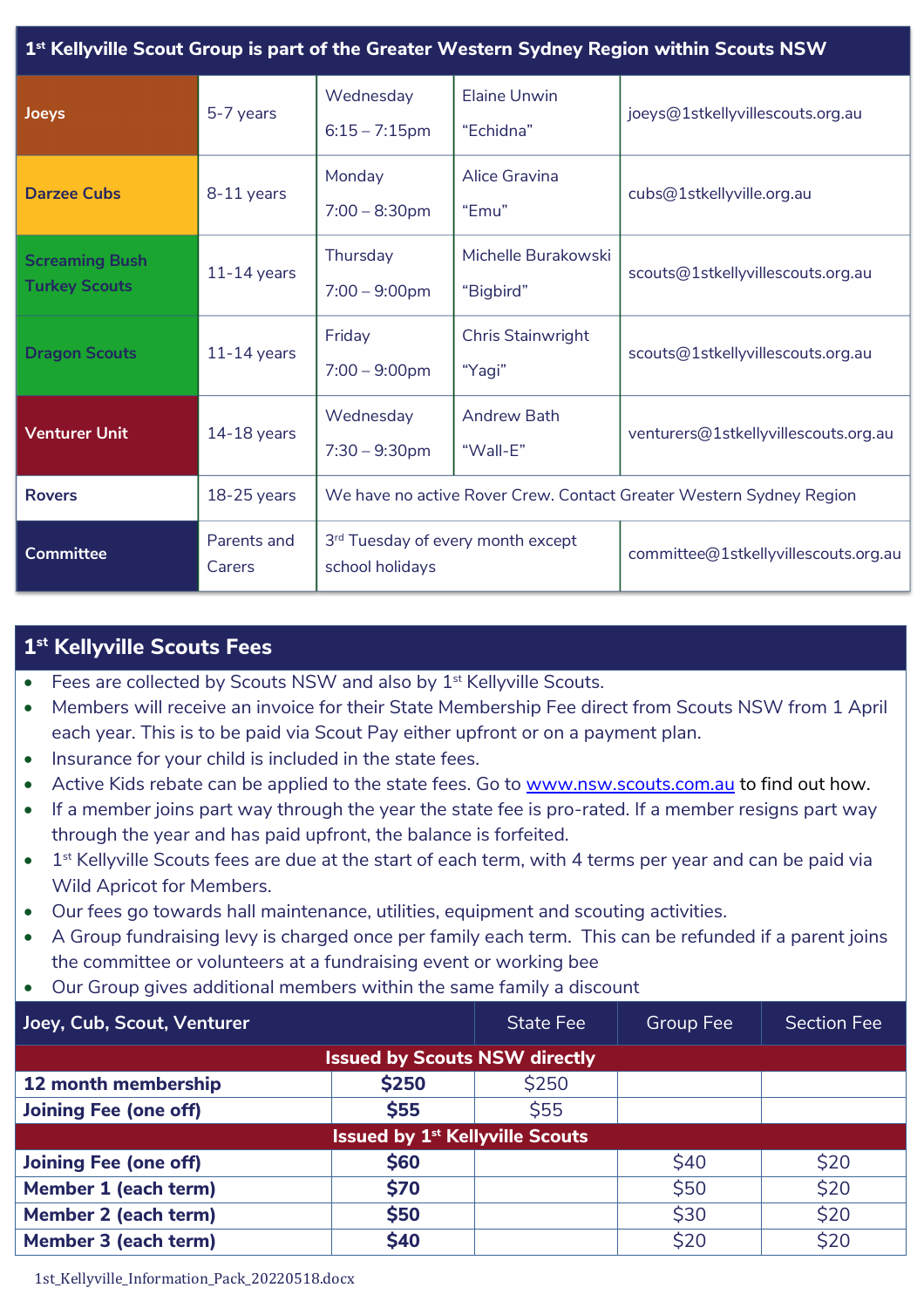| 1st Kellyville Scout Group is part of the Greater Western Sydney Region within Scouts NSW | | | | |
|---|---|---|---|---|
| Joeys | 5-7 years | Wednesday 6:15 – 7:15pm | Elaine Unwin "Echidna" | joeys@1stkellyvillescouts.org.au |
| Darzee Cubs | 8-11 years | Monday 7:00 – 8:30pm | Alice Gravina "Emu" | cubs@1stkellyville.org.au |
| Screaming Bush Turkey Scouts | 11-14 years | Thursday 7:00 – 9:00pm | Michelle Burakowski "Bigbird" | scouts@1stkellyvillescouts.org.au |
| Dragon Scouts | 11-14 years | Friday 7:00 – 9:00pm | Chris Stainwright "Yagi" | scouts@1stkellyvillescouts.org.au |
| Venturer Unit | 14-18 years | Wednesday 7:30 – 9:30pm | Andrew Bath "Wall-E" | venturers@1stkellyvillescouts.org.au |
| Rovers | 18-25 years | We have no active Rover Crew. Contact Greater Western Sydney Region | | |
| Committee | Parents and Carers | 3rd Tuesday of every month except school holidays | | committee@1stkellyvillescouts.org.au |

## 1st Kellyville Scouts Fees

- Fees are collected by Scouts NSW and also by 1st Kellyville Scouts.
- Members will receive an invoice for their State Membership Fee direct from Scouts NSW from 1 April each year. This is to be paid via Scout Pay either upfront or on a payment plan.
- Insurance for your child is included in the state fees.
- Active Kids rebate can be applied to the state fees. Go to www.nsw.scouts.com.au to find out how.
- If a member joins part way through the year the state fee is pro-rated. If a member resigns part way through the year and has paid upfront, the balance is forfeited.
- 1st Kellyville Scouts fees are due at the start of each term, with 4 terms per year and can be paid via Wild Apricot for Members.
- Our fees go towards hall maintenance, utilities, equipment and scouting activities.
- A Group fundraising levy is charged once per family each term. This can be refunded if a parent joins the committee or volunteers at a fundraising event or working bee
- Our Group gives additional members within the same family a discount

| Joey, Cub, Scout, Venturer | | State Fee | Group Fee | Section Fee |
|---|---|---|---|---|
| **Issued by Scouts NSW directly** | | | | |
| **12 month membership** | **$250** | $250 | | |
| **Joining Fee (one off)** | **$55** | $55 | | |
| **Issued by 1st Kellyville Scouts** | | | | |
| **Joining Fee (one off)** | **$60** | | $40 | $20 |
| **Member 1 (each term)** | **$70** | | $50 | $20 |
| **Member 2 (each term)** | **$50** | | $30 | $20 |
| **Member 3 (each term)** | **$40** | | $20 | $20 |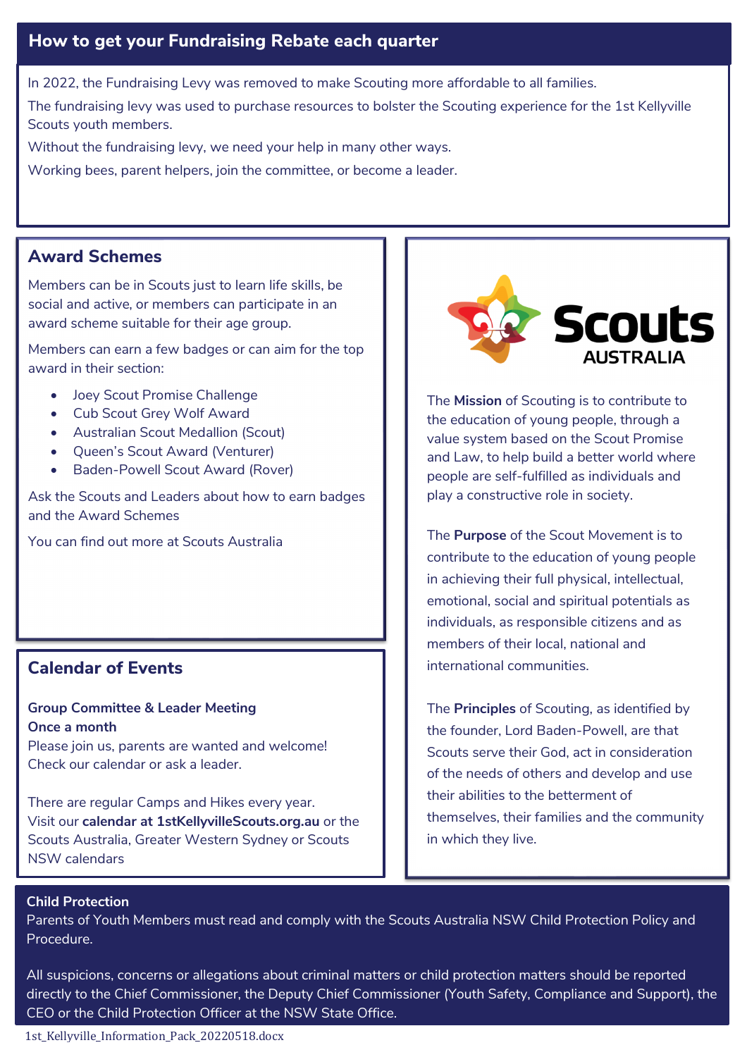## How to get your Fundraising Rebate each quarter

In 2022, the Fundraising Levy was removed to make Scouting more affordable to all families.

The fundraising levy was used to purchase resources to bolster the Scouting experience for the 1st Kellyville Scouts youth members.

Without the fundraising levy, we need your help in many other ways.

Working bees, parent helpers, join the committee, or become a leader.

## Award Schemes

Members can be in Scouts just to learn life skills, be social and active, or members can participate in an award scheme suitable for their age group.

Members can earn a few badges or can aim for the top award in their section:

- Joey Scout Promise Challenge
- Cub Scout Grey Wolf Award
- Australian Scout Medallion (Scout)
- Queen's Scout Award (Venturer)
- Baden-Powell Scout Award (Rover)

Ask the Scouts and Leaders about how to earn badges and the Award Schemes

You can find out more at Scouts Australia

## Calendar of Events

**Group Committee & Leader Meeting**
**Once a month**
Please join us, parents are wanted and welcome! Check our calendar or ask a leader.

There are regular Camps and Hikes every year. Visit our **calendar at 1stKellyvilleScouts.org.au** or the Scouts Australia, Greater Western Sydney or Scouts NSW calendars

Scouts AUSTRALIA

The **Mission** of Scouting is to contribute to the education of young people, through a value system based on the Scout Promise and Law, to help build a better world where people are self-fulfilled as individuals and play a constructive role in society.

The **Purpose** of the Scout Movement is to contribute to the education of young people in achieving their full physical, intellectual, emotional, social and spiritual potentials as individuals, as responsible citizens and as members of their local, national and international communities.

The **Principles** of Scouting, as identified by the founder, Lord Baden-Powell, are that Scouts serve their God, act in consideration of the needs of others and develop and use their abilities to the betterment of themselves, their families and the community in which they live.

**Child Protection**

Parents of Youth Members must read and comply with the Scouts Australia NSW Child Protection Policy and Procedure.

All suspicions, concerns or allegations about criminal matters or child protection matters should be reported directly to the Chief Commissioner, the Deputy Chief Commissioner (Youth Safety, Compliance and Support), the CEO or the Child Protection Officer at the NSW State Office.